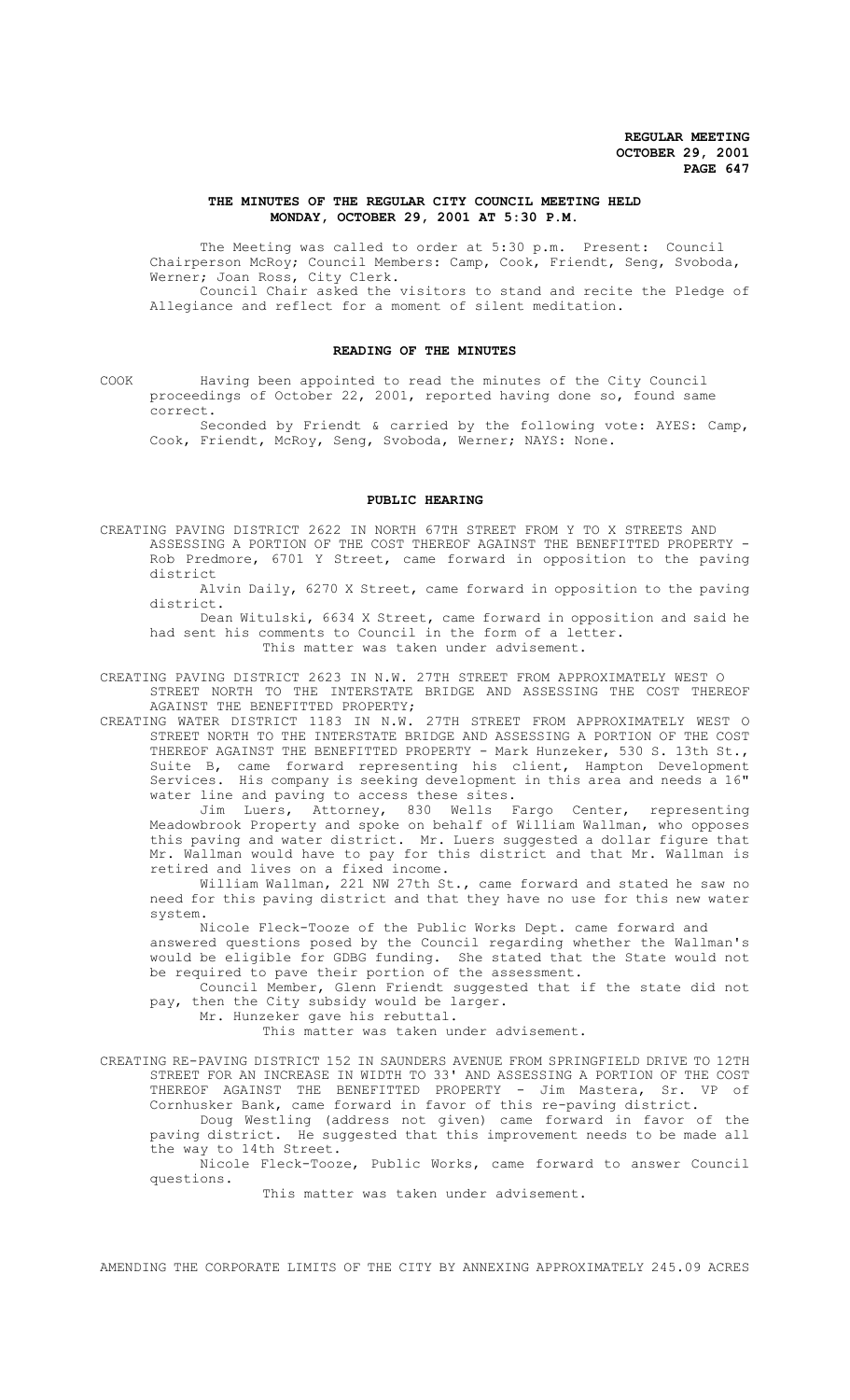**REGULAR MEETING**
**OCTOBER 29, 2001**

## THE MINUTES OF THE REGULAR CITY COUNCIL MEETING HELD MONDAY, OCTOBER 29, 2001 AT 5:30 P.M.

The Meeting was called to order at 5:30 p.m. Present: Council Chairperson McRoy; Council Members: Camp, Cook, Friendt, Seng, Svoboda, Werner; Joan Ross, City Clerk.

Council Chair asked the visitors to stand and recite the Pledge of Allegiance and reflect for a moment of silent meditation.

## READING OF THE MINUTES

COOK Having been appointed to read the minutes of the City Council proceedings of October 22, 2001, reported having done so, found same correct.

Seconded by Friendt & carried by the following vote: AYES: Camp, Cook, Friendt, McRoy, Seng, Svoboda, Werner; NAYS: None.

## PUBLIC HEARING

CREATING PAVING DISTRICT 2622 IN NORTH 67TH STREET FROM Y TO X STREETS AND ASSESSING A PORTION OF THE COST THEREOF AGAINST THE BENEFITTED PROPERTY - Rob Predmore, 6701 Y Street, came forward in opposition to the paving district

Alvin Daily, 6270 X Street, came forward in opposition to the paving district.

Dean Witulski, 6634 X Street, came forward in opposition and said he had sent his comments to Council in the form of a letter.

This matter was taken under advisement.

CREATING PAVING DISTRICT 2623 IN N.W. 27TH STREET FROM APPROXIMATELY WEST O STREET NORTH TO THE INTERSTATE BRIDGE AND ASSESSING THE COST THEREOF AGAINST THE BENEFITTED PROPERTY;

CREATING WATER DISTRICT 1183 IN N.W. 27TH STREET FROM APPROXIMATELY WEST O STREET NORTH TO THE INTERSTATE BRIDGE AND ASSESSING A PORTION OF THE COST THEREOF AGAINST THE BENEFITTED PROPERTY - Mark Hunzeker, 530 S. 13th St., Suite B, came forward representing his client, Hampton Development Services. His company is seeking development in this area and needs a 16" water line and paving to access these sites.

Jim Luers, Attorney, 830 Wells Fargo Center, representing Meadowbrook Property and spoke on behalf of William Wallman, who opposes this paving and water district. Mr. Luers suggested a dollar figure that Mr. Wallman would have to pay for this district and that Mr. Wallman is retired and lives on a fixed income.

William Wallman, 221 NW 27th St., came forward and stated he saw no need for this paving district and that they have no use for this new water system.

Nicole Fleck-Tooze of the Public Works Dept. came forward and answered questions posed by the Council regarding whether the Wallman's would be eligible for GDBG funding. She stated that the State would not be required to pave their portion of the assessment.

Council Member, Glenn Friendt suggested that if the state did not pay, then the City subsidy would be larger.

Mr. Hunzeker gave his rebuttal.

This matter was taken under advisement.

CREATING RE-PAVING DISTRICT 152 IN SAUNDERS AVENUE FROM SPRINGFIELD DRIVE TO 12TH STREET FOR AN INCREASE IN WIDTH TO 33' AND ASSESSING A PORTION OF THE COST THEREOF AGAINST THE BENEFITTED PROPERTY - Jim Mastera, Sr. VP of Cornhusker Bank, came forward in favor of this re-paving district.

Doug Westling (address not given) came forward in favor of the paving district. He suggested that this improvement needs to be made all the way to 14th Street.

Nicole Fleck-Tooze, Public Works, came forward to answer Council questions.

This matter was taken under advisement.

AMENDING THE CORPORATE LIMITS OF THE CITY BY ANNEXING APPROXIMATELY 245.09 ACRES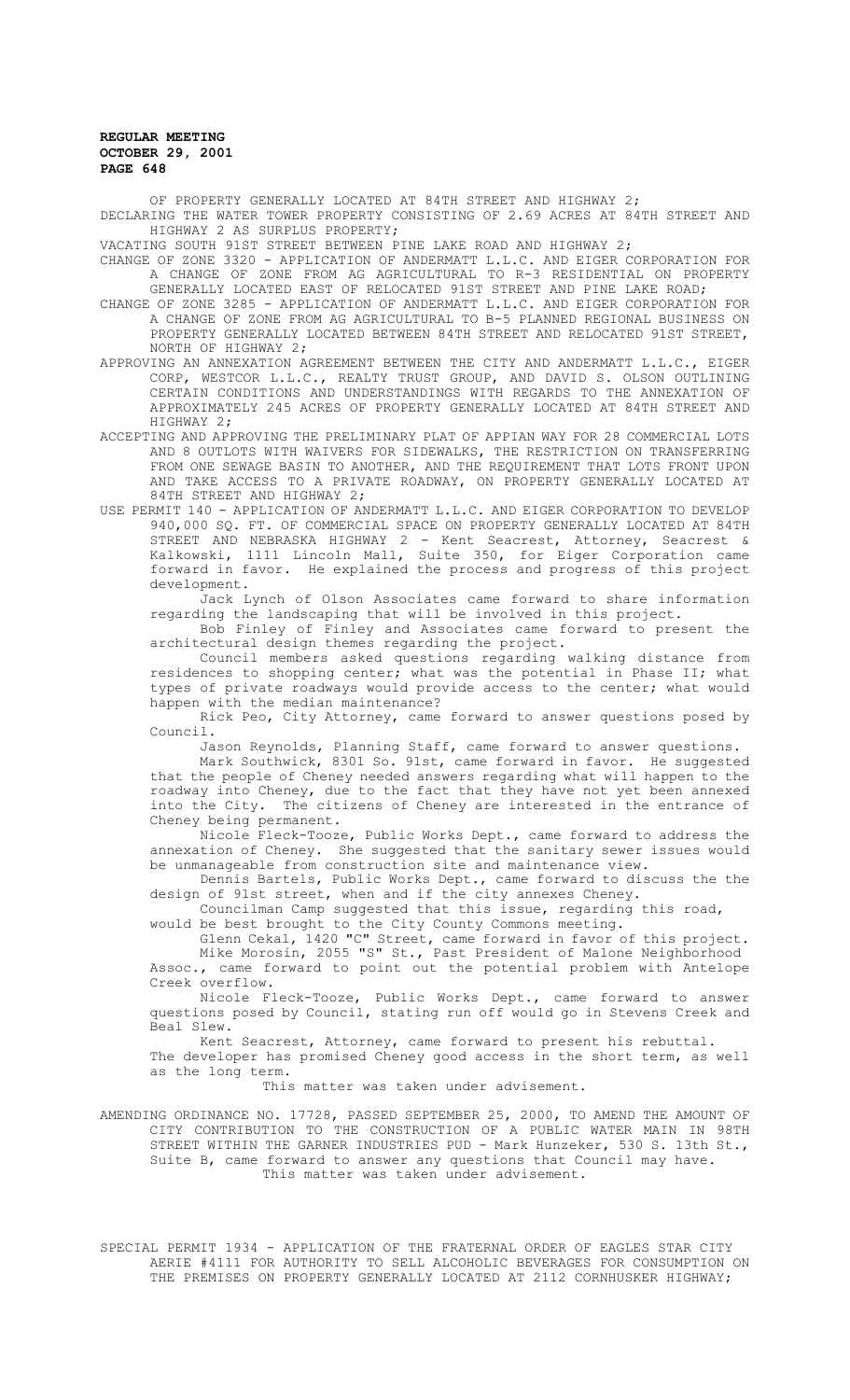OF PROPERTY GENERALLY LOCATED AT 84TH STREET AND HIGHWAY 2;

DECLARING THE WATER TOWER PROPERTY CONSISTING OF 2.69 ACRES AT 84TH STREET AND HIGHWAY 2 AS SURPLUS PROPERTY;

VACATING SOUTH 91ST STREET BETWEEN PINE LAKE ROAD AND HIGHWAY 2;

CHANGE OF ZONE 3320 - APPLICATION OF ANDERMATT L.L.C. AND EIGER CORPORATION FOR A CHANGE OF ZONE FROM AG AGRICULTURAL TO R-3 RESIDENTIAL ON PROPERTY GENERALLY LOCATED EAST OF RELOCATED 91ST STREET AND PINE LAKE ROAD;

CHANGE OF ZONE 3285 - APPLICATION OF ANDERMATT L.L.C. AND EIGER CORPORATION FOR A CHANGE OF ZONE FROM AG AGRICULTURAL TO B-5 PLANNED REGIONAL BUSINESS ON PROPERTY GENERALLY LOCATED BETWEEN 84TH STREET AND RELOCATED 91ST STREET, NORTH OF HIGHWAY 2;

APPROVING AN ANNEXATION AGREEMENT BETWEEN THE CITY AND ANDERMATT L.L.C., EIGER CORP, WESTCOR L.L.C., REALTY TRUST GROUP, AND DAVID S. OLSON OUTLINING CERTAIN CONDITIONS AND UNDERSTANDINGS WITH REGARDS TO THE ANNEXATION OF APPROXIMATELY 245 ACRES OF PROPERTY GENERALLY LOCATED AT 84TH STREET AND HIGHWAY 2;

ACCEPTING AND APPROVING THE PRELIMINARY PLAT OF APPIAN WAY FOR 28 COMMERCIAL LOTS AND 8 OUTLOTS WITH WAIVERS FOR SIDEWALKS, THE RESTRICTION ON TRANSFERRING FROM ONE SEWAGE BASIN TO ANOTHER, AND THE REQUIREMENT THAT LOTS FRONT UPON AND TAKE ACCESS TO A PRIVATE ROADWAY, ON PROPERTY GENERALLY LOCATED AT 84TH STREET AND HIGHWAY 2;

USE PERMIT 140 - APPLICATION OF ANDERMATT L.L.C. AND EIGER CORPORATION TO DEVELOP 940,000 SQ. FT. OF COMMERCIAL SPACE ON PROPERTY GENERALLY LOCATED AT 84TH STREET AND NEBRASKA HIGHWAY 2 - Kent Seacrest, Attorney, Seacrest & Kalkowski, 1111 Lincoln Mall, Suite 350, for Eiger Corporation came forward in favor. He explained the process and progress of this project development.

Jack Lynch of Olson Associates came forward to share information regarding the landscaping that will be involved in this project.

Bob Finley of Finley and Associates came forward to present the architectural design themes regarding the project.

Council members asked questions regarding walking distance from residences to shopping center; what was the potential in Phase II; what types of private roadways would provide access to the center; what would happen with the median maintenance?

Rick Peo, City Attorney, came forward to answer questions posed by Council.

Jason Reynolds, Planning Staff, came forward to answer questions.

Mark Southwick, 8301 So. 91st, came forward in favor. He suggested that the people of Cheney needed answers regarding what will happen to the roadway into Cheney, due to the fact that they have not yet been annexed into the City. The citizens of Cheney are interested in the entrance of Cheney being permanent.

Nicole Fleck-Tooze, Public Works Dept., came forward to address the annexation of Cheney. She suggested that the sanitary sewer issues would be unmanageable from construction site and maintenance view.

Dennis Bartels, Public Works Dept., came forward to discuss the the design of 91st street, when and if the city annexes Cheney.

Councilman Camp suggested that this issue, regarding this road, would be best brought to the City County Commons meeting.

Glenn Cekal, 1420 "C" Street, came forward in favor of this project.

Mike Morosin, 2055 "S" St., Past President of Malone Neighborhood Assoc., came forward to point out the potential problem with Antelope Creek overflow.

Nicole Fleck-Tooze, Public Works Dept., came forward to answer questions posed by Council, stating run off would go in Stevens Creek and Beal Slew.

Kent Seacrest, Attorney, came forward to present his rebuttal. The developer has promised Cheney good access in the short term, as well as the long term.

This matter was taken under advisement.

AMENDING ORDINANCE NO. 17728, PASSED SEPTEMBER 25, 2000, TO AMEND THE AMOUNT OF CITY CONTRIBUTION TO THE CONSTRUCTION OF A PUBLIC WATER MAIN IN 98TH STREET WITHIN THE GARNER INDUSTRIES PUD - Mark Hunzeker, 530 S. 13th St., Suite B, came forward to answer any questions that Council may have.

This matter was taken under advisement.

SPECIAL PERMIT 1934 - APPLICATION OF THE FRATERNAL ORDER OF EAGLES STAR CITY AERIE #4111 FOR AUTHORITY TO SELL ALCOHOLIC BEVERAGES FOR CONSUMPTION ON THE PREMISES ON PROPERTY GENERALLY LOCATED AT 2112 CORNHUSKER HIGHWAY;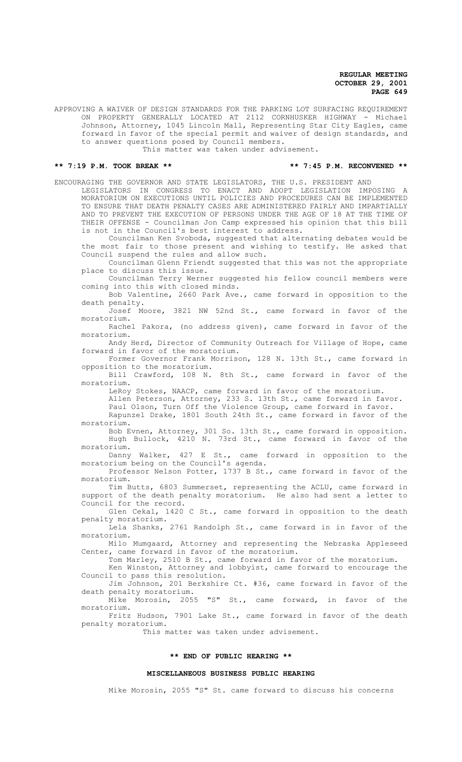APPROVING A WAIVER OF DESIGN STANDARDS FOR THE PARKING LOT SURFACING REQUIREMENT ON PROPERTY GENERALLY LOCATED AT 2112 CORNHUSKER HIGHWAY - Michael Johnson, Attorney, 1045 Lincoln Mall, Representing Star City Eagles, came forward in favor of the special permit and waiver of design standards, and to answer questions posed by Council members.

This matter was taken under advisement.

**\*\* 7:19 P.M. TOOK BREAK \*\*** **\*\* 7:45 P.M. RECONVENED \*\***

ENCOURAGING THE GOVERNOR AND STATE LEGISLATORS, THE U.S. PRESIDENT AND LEGISLATORS IN CONGRESS TO ENACT AND ADOPT LEGISLATION IMPOSING A MORATORIUM ON EXECUTIONS UNTIL POLICIES AND PROCEDURES CAN BE IMPLEMENTED TO ENSURE THAT DEATH PENALTY CASES ARE ADMINISTERED FAIRLY AND IMPARTIALLY AND TO PREVENT THE EXECUTION OF PERSONS UNDER THE AGE OF 18 AT THE TIME OF THEIR OFFENSE - Councilman Jon Camp expressed his opinion that this bill is not in the Council's best interest to address.

Councilman Ken Svoboda, suggested that alternating debates would be the most fair to those present and wishing to testify. He asked that Council suspend the rules and allow such.

Councilman Glenn Friendt suggested that this was not the appropriate place to discuss this issue.

Councilman Terry Werner suggested his fellow council members were coming into this with closed minds.

Bob Valentine, 2660 Park Ave., came forward in opposition to the death penalty.

Josef Moore, 3821 NW 52nd St., came forward in favor of the moratorium.

Rachel Pakora, (no address given), came forward in favor of the moratorium.

Andy Herd, Director of Community Outreach for Village of Hope, came forward in favor of the moratorium.

Former Governor Frank Morrison, 128 N. 13th St., came forward in opposition to the moratorium.

Bill Crawford, 108 N. 8th St., came forward in favor of the moratorium.

LeRoy Stokes, NAACP, came forward in favor of the moratorium.

Allen Peterson, Attorney, 233 S. 13th St., came forward in favor.

Paul Olson, Turn Off the Violence Group, came forward in favor.

Rapunzel Drake, 1801 South 24th St., came forward in favor of the moratorium.

Bob Evnen, Attorney, 301 So. 13th St., came forward in opposition.

Hugh Bullock, 4210 N. 73rd St., came forward in favor of the moratorium.

Danny Walker, 427 E St., came forward in opposition to the moratorium being on the Council's agenda.

Professor Nelson Potter, 1737 B St., came forward in favor of the moratorium.

Tim Butts, 6803 Summerset, representing the ACLU, came forward in support of the death penalty moratorium. He also had sent a letter to Council for the record.

Glen Cekal, 1420 C St., came forward in opposition to the death penalty moratorium.

Lela Shanks, 2761 Randolph St., came forward in in favor of the moratorium.

Milo Mumgaard, Attorney and representing the Nebraska Appleseed Center, came forward in favor of the moratorium.

Tom Marley, 2510 B St., came forward in favor of the moratorium.

Ken Winston, Attorney and lobbyist, came forward to encourage the Council to pass this resolution.

Jim Johnson, 201 Berkshire Ct. #36, came forward in favor of the death penalty moratorium.

Mike Morosin, 2055 "S" St., came forward, in favor of the moratorium.

Fritz Hudson, 7901 Lake St., came forward in favor of the death penalty moratorium.

This matter was taken under advisement.

**\*\* END OF PUBLIC HEARING \*\***

**MISCELLANEOUS BUSINESS PUBLIC HEARING**

Mike Morosin, 2055 "S" St. came forward to discuss his concerns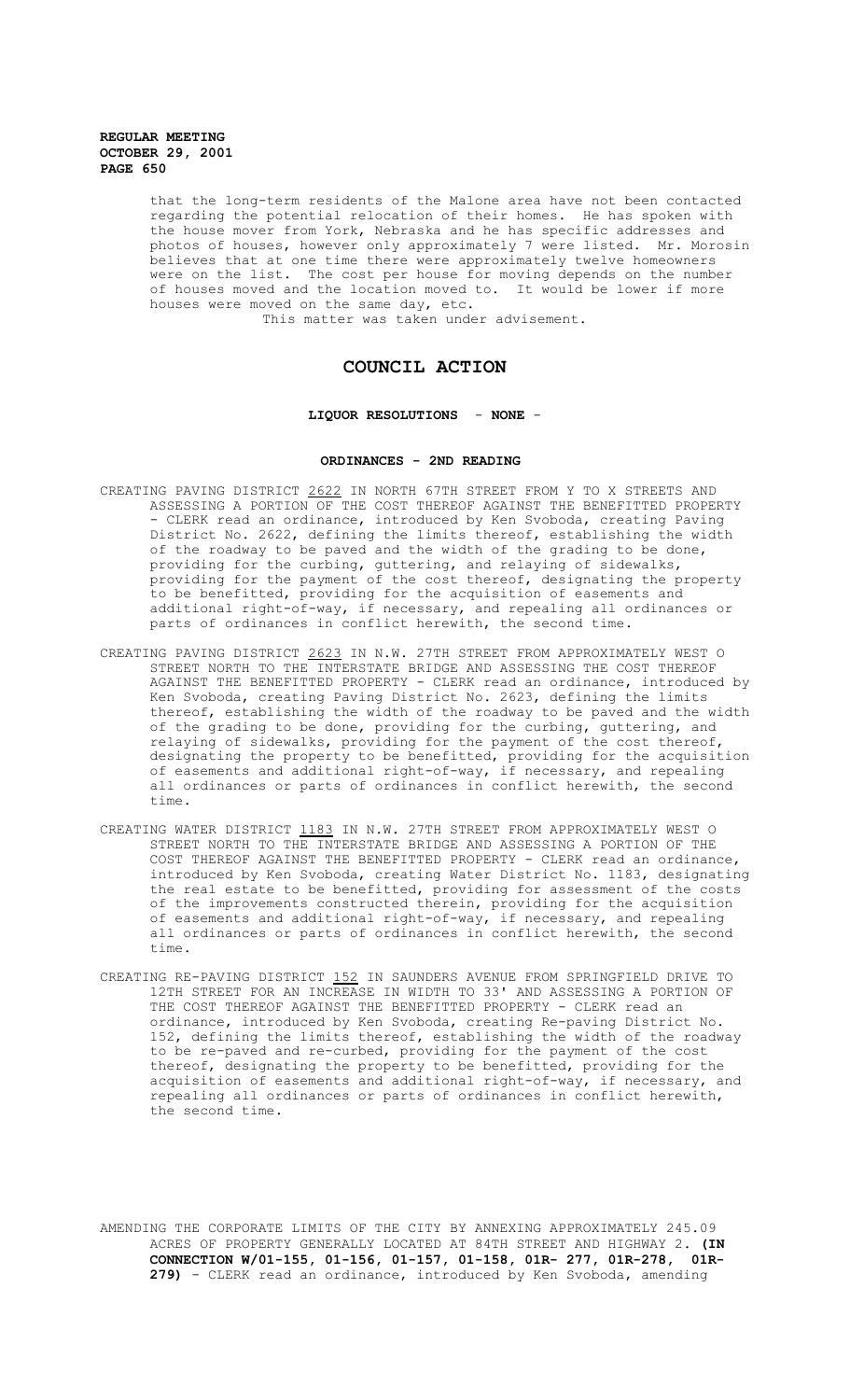that the long-term residents of the Malone area have not been contacted regarding the potential relocation of their homes. He has spoken with the house mover from York, Nebraska and he has specific addresses and photos of houses, however only approximately 7 were listed. Mr. Morosin believes that at one time there were approximately twelve homeowners were on the list. The cost per house for moving depends on the number of houses moved and the location moved to. It would be lower if more houses were moved on the same day, etc.

This matter was taken under advisement.

## COUNCIL ACTION

**LIQUOR RESOLUTIONS - NONE -**

**ORDINANCES - 2ND READING**

CREATING PAVING DISTRICT 2622 IN NORTH 67TH STREET FROM Y TO X STREETS AND ASSESSING A PORTION OF THE COST THEREOF AGAINST THE BENEFITTED PROPERTY - CLERK read an ordinance, introduced by Ken Svoboda, creating Paving District No. 2622, defining the limits thereof, establishing the width of the roadway to be paved and the width of the grading to be done, providing for the curbing, guttering, and relaying of sidewalks, providing for the payment of the cost thereof, designating the property to be benefitted, providing for the acquisition of easements and additional right-of-way, if necessary, and repealing all ordinances or parts of ordinances in conflict herewith, the second time.

CREATING PAVING DISTRICT 2623 IN N.W. 27TH STREET FROM APPROXIMATELY WEST O STREET NORTH TO THE INTERSTATE BRIDGE AND ASSESSING THE COST THEREOF AGAINST THE BENEFITTED PROPERTY - CLERK read an ordinance, introduced by Ken Svoboda, creating Paving District No. 2623, defining the limits thereof, establishing the width of the roadway to be paved and the width of the grading to be done, providing for the curbing, guttering, and relaying of sidewalks, providing for the payment of the cost thereof, designating the property to be benefitted, providing for the acquisition of easements and additional right-of-way, if necessary, and repealing all ordinances or parts of ordinances in conflict herewith, the second time.

CREATING WATER DISTRICT 1183 IN N.W. 27TH STREET FROM APPROXIMATELY WEST O STREET NORTH TO THE INTERSTATE BRIDGE AND ASSESSING A PORTION OF THE COST THEREOF AGAINST THE BENEFITTED PROPERTY - CLERK read an ordinance, introduced by Ken Svoboda, creating Water District No. 1183, designating the real estate to be benefitted, providing for assessment of the costs of the improvements constructed therein, providing for the acquisition of easements and additional right-of-way, if necessary, and repealing all ordinances or parts of ordinances in conflict herewith, the second time.

CREATING RE-PAVING DISTRICT 152 IN SAUNDERS AVENUE FROM SPRINGFIELD DRIVE TO 12TH STREET FOR AN INCREASE IN WIDTH TO 33' AND ASSESSING A PORTION OF THE COST THEREOF AGAINST THE BENEFITTED PROPERTY - CLERK read an ordinance, introduced by Ken Svoboda, creating Re-paving District No. 152, defining the limits thereof, establishing the width of the roadway to be re-paved and re-curbed, providing for the payment of the cost thereof, designating the property to be benefitted, providing for the acquisition of easements and additional right-of-way, if necessary, and repealing all ordinances or parts of ordinances in conflict herewith, the second time.

AMENDING THE CORPORATE LIMITS OF THE CITY BY ANNEXING APPROXIMATELY 245.09 ACRES OF PROPERTY GENERALLY LOCATED AT 84TH STREET AND HIGHWAY 2. **(IN CONNECTION W/01-155, 01-156, 01-157, 01-158, 01R- 277, 01R-278, 01R-279)** - CLERK read an ordinance, introduced by Ken Svoboda, amending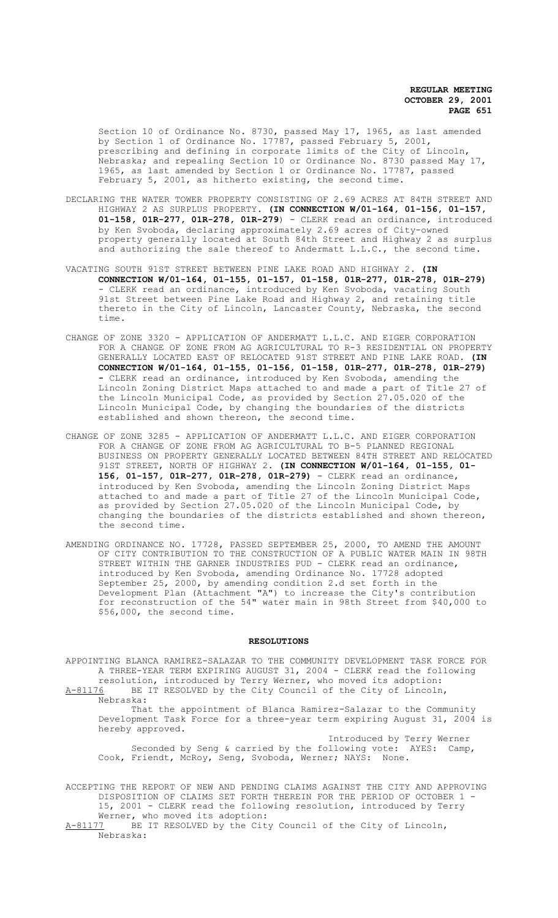Section 10 of Ordinance No. 8730, passed May 17, 1965, as last amended by Section 1 of Ordinance No. 17787, passed February 5, 2001, prescribing and defining in corporate limits of the City of Lincoln, Nebraska; and repealing Section 10 or Ordinance No. 8730 passed May 17, 1965, as last amended by Section 1 or Ordinance No. 17787, passed February 5, 2001, as hitherto existing, the second time.

DECLARING THE WATER TOWER PROPERTY CONSISTING OF 2.69 ACRES AT 84TH STREET AND HIGHWAY 2 AS SURPLUS PROPERTY. **(IN CONNECTION W/01-164, 01-156, 01-157, 01-158, 01R-277, 01R-278, 01R-279)** - CLERK read an ordinance, introduced by Ken Svoboda, declaring approximately 2.69 acres of City-owned property generally located at South 84th Street and Highway 2 as surplus and authorizing the sale thereof to Andermatt L.L.C., the second time.

VACATING SOUTH 91ST STREET BETWEEN PINE LAKE ROAD AND HIGHWAY 2. **(IN CONNECTION W/01-164, 01-155, 01-157, 01-158, 01R-277, 01R-278, 01R-279)** - CLERK read an ordinance, introduced by Ken Svoboda, vacating South 91st Street between Pine Lake Road and Highway 2, and retaining title thereto in the City of Lincoln, Lancaster County, Nebraska, the second time.

CHANGE OF ZONE 3320 - APPLICATION OF ANDERMATT L.L.C. AND EIGER CORPORATION FOR A CHANGE OF ZONE FROM AG AGRICULTURAL TO R-3 RESIDENTIAL ON PROPERTY GENERALLY LOCATED EAST OF RELOCATED 91ST STREET AND PINE LAKE ROAD. **(IN CONNECTION W/01-164, 01-155, 01-156, 01-158, 01R-277, 01R-278, 01R-279) -** CLERK read an ordinance, introduced by Ken Svoboda, amending the Lincoln Zoning District Maps attached to and made a part of Title 27 of the Lincoln Municipal Code, as provided by Section 27.05.020 of the Lincoln Municipal Code, by changing the boundaries of the districts established and shown thereon, the second time.

CHANGE OF ZONE 3285 - APPLICATION OF ANDERMATT L.L.C. AND EIGER CORPORATION FOR A CHANGE OF ZONE FROM AG AGRICULTURAL TO B-5 PLANNED REGIONAL BUSINESS ON PROPERTY GENERALLY LOCATED BETWEEN 84TH STREET AND RELOCATED 91ST STREET, NORTH OF HIGHWAY 2. **(IN CONNECTION W/01-164, 01-155, 01-156, 01-157, 01R-277, 01R-278, 01R-279)** - CLERK read an ordinance, introduced by Ken Svoboda, amending the Lincoln Zoning District Maps attached to and made a part of Title 27 of the Lincoln Municipal Code, as provided by Section 27.05.020 of the Lincoln Municipal Code, by changing the boundaries of the districts established and shown thereon, the second time.

AMENDING ORDINANCE NO. 17728, PASSED SEPTEMBER 25, 2000, TO AMEND THE AMOUNT OF CITY CONTRIBUTION TO THE CONSTRUCTION OF A PUBLIC WATER MAIN IN 98TH STREET WITHIN THE GARNER INDUSTRIES PUD - CLERK read an ordinance, introduced by Ken Svoboda, amending Ordinance No. 17728 adopted September 25, 2000, by amending condition 2.d set forth in the Development Plan (Attachment "A") to increase the City's contribution for reconstruction of the 54" water main in 98th Street from $40,000 to $56,000, the second time.

## RESOLUTIONS

APPOINTING BLANCA RAMIREZ-SALAZAR TO THE COMMUNITY DEVELOPMENT TASK FORCE FOR A THREE-YEAR TERM EXPIRING AUGUST 31, 2004 - CLERK read the following resolution, introduced by Terry Werner, who moved its adoption:

A-81176 BE IT RESOLVED by the City Council of the City of Lincoln, Nebraska:

That the appointment of Blanca Ramirez-Salazar to the Community Development Task Force for a three-year term expiring August 31, 2004 is hereby approved.

Introduced by Terry Werner

Seconded by Seng & carried by the following vote: AYES: Camp, Cook, Friendt, McRoy, Seng, Svoboda, Werner; NAYS: None.

ACCEPTING THE REPORT OF NEW AND PENDING CLAIMS AGAINST THE CITY AND APPROVING DISPOSITION OF CLAIMS SET FORTH THEREIN FOR THE PERIOD OF OCTOBER 1 - 15, 2001 - CLERK read the following resolution, introduced by Terry Werner, who moved its adoption:

A-81177 BE IT RESOLVED by the City Council of the City of Lincoln, Nebraska: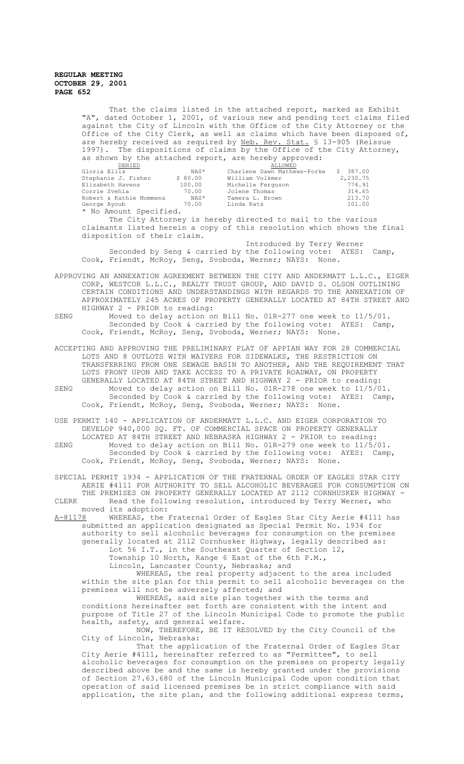That the claims listed in the attached report, marked as Exhibit "A", dated October 1, 2001, of various new and pending tort claims filed against the City of Lincoln with the Office of the City Attorney or the Office of the City Clerk, as well as claims which have been disposed of, are hereby received as required by Neb. Rev. Stat. § 13-905 (Reissue 1997). The dispositions of claims by the Office of the City Attorney, as shown by the attached report, are hereby approved:

| DENIED | | ALLOWED | |
|---|---|---|---|
| Gloria Ellis | NAS* | Charlene Dawn Mathews-Forke | $ 387.00 |
| Stephanie J. Fisher | $ 80.00 | William Volkmer | 2,230.75 |
| Elizabeth Havens | 100.00 | Michelle Ferguson | 774.91 |
| Corrie Svehla | 70.00 | Jolene Thomas | 314.65 |
| Robert & Kathie Mommens | NAS* | Tamera L. Brown | 213.70 |
| George Ayoub | 70.00 | Linda Kats | 101.00 |

\* No Amount Specified.

The City Attorney is hereby directed to mail to the various claimants listed herein a copy of this resolution which shows the final disposition of their claim.

Introduced by Terry Werner

Seconded by Seng & carried by the following vote: AYES: Camp, Cook, Friendt, McRoy, Seng, Svoboda, Werner; NAYS: None.

APPROVING AN ANNEXATION AGREEMENT BETWEEN THE CITY AND ANDERMATT L.L.C., EIGER CORP, WESTCOR L.L.C., REALTY TRUST GROUP, AND DAVID S. OLSON OUTLINING CERTAIN CONDITIONS AND UNDERSTANDINGS WITH REGARDS TO THE ANNEXATION OF APPROXIMATELY 245 ACRES OF PROPERTY GENERALLY LOCATED AT 84TH STREET AND HIGHWAY 2 - PRIOR to reading:

SENG Moved to delay action on Bill No. 01R-277 one week to 11/5/01.

Seconded by Cook & carried by the following vote: AYES: Camp, Cook, Friendt, McRoy, Seng, Svoboda, Werner; NAYS: None.

ACCEPTING AND APPROVING THE PRELIMINARY PLAT OF APPIAN WAY FOR 28 COMMERCIAL LOTS AND 8 OUTLOTS WITH WAIVERS FOR SIDEWALKS, THE RESTRICTION ON TRANSFERRING FROM ONE SEWAGE BASIN TO ANOTHER, AND THE REQUIREMENT THAT LOTS FRONT UPON AND TAKE ACCESS TO A PRIVATE ROADWAY, ON PROPERTY GENERALLY LOCATED AT 84TH STREET AND HIGHWAY 2 - PRIOR to reading:

SENG Moved to delay action on Bill No. 01R-278 one week to 11/5/01.

Seconded by Cook & carried by the following vote: AYES: Camp, Cook, Friendt, McRoy, Seng, Svoboda, Werner; NAYS: None.

USE PERMIT 140 - APPLICATION OF ANDERMATT L.L.C. AND EIGER CORPORATION TO DEVELOP 940,000 SQ. FT. OF COMMERCIAL SPACE ON PROPERTY GENERALLY LOCATED AT 84TH STREET AND NEBRASKA HIGHWAY 2 - PRIOR to reading:

SENG Moved to delay action on Bill No. 01R-279 one week to 11/5/01.

Seconded by Cook & carried by the following vote: AYES: Camp, Cook, Friendt, McRoy, Seng, Svoboda, Werner; NAYS: None.

SPECIAL PERMIT 1934 - APPLICATION OF THE FRATERNAL ORDER OF EAGLES STAR CITY AERIE #4111 FOR AUTHORITY TO SELL ALCOHOLIC BEVERAGES FOR CONSUMPTION ON THE PREMISES ON PROPERTY GENERALLY LOCATED AT 2112 CORNHUSKER HIGHWAY -

CLERK Read the following resolution, introduced by Terry Werner, who moved its adoption:

A-81178 WHEREAS, the Fraternal Order of Eagles Star City Aerie #4111 has submitted an application designated as Special Permit No. 1934 for authority to sell alcoholic beverages for consumption on the premises generally located at 2112 Cornhusker Highway, legally described as:

Lot 56 I.T., in the Southeast Quarter of Section 12, Township 10 North, Range 6 East of the 6th P.M., Lincoln, Lancaster County, Nebraska; and

WHEREAS, the real property adjacent to the area included within the site plan for this permit to sell alcoholic beverages on the premises will not be adversely affected; and

WHEREAS, said site plan together with the terms and conditions hereinafter set forth are consistent with the intent and purpose of Title 27 of the Lincoln Municipal Code to promote the public health, safety, and general welfare.

NOW, THEREFORE, BE IT RESOLVED by the City Council of the City of Lincoln, Nebraska:

That the application of the Fraternal Order of Eagles Star City Aerie #4111, hereinafter referred to as "Permittee", to sell alcoholic beverages for consumption on the premises on property legally described above be and the same is hereby granted under the provisions of Section 27.63.680 of the Lincoln Municipal Code upon condition that operation of said licensed premises be in strict compliance with said application, the site plan, and the following additional express terms,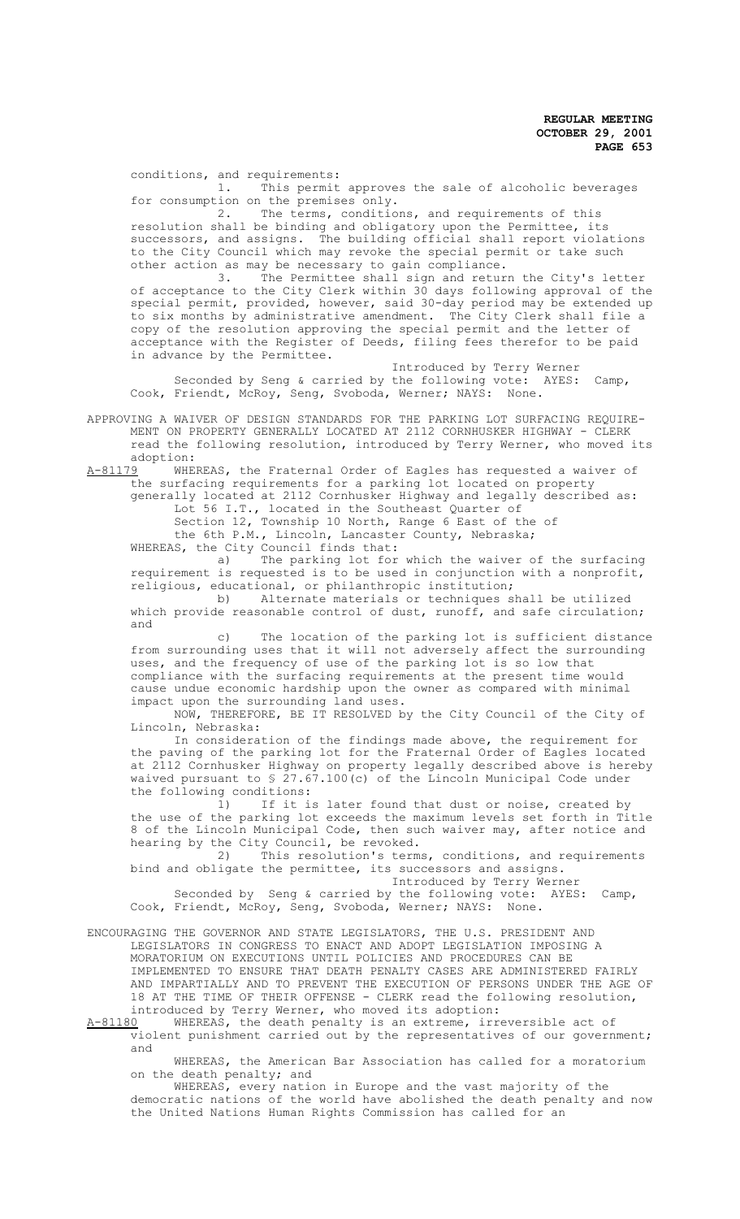conditions, and requirements:

1. This permit approves the sale of alcoholic beverages for consumption on the premises only.

2. The terms, conditions, and requirements of this resolution shall be binding and obligatory upon the Permittee, its successors, and assigns. The building official shall report violations to the City Council which may revoke the special permit or take such other action as may be necessary to gain compliance.

3. The Permittee shall sign and return the City's letter of acceptance to the City Clerk within 30 days following approval of the special permit, provided, however, said 30-day period may be extended up to six months by administrative amendment. The City Clerk shall file a copy of the resolution approving the special permit and the letter of acceptance with the Register of Deeds, filing fees therefor to be paid in advance by the Permittee.

Introduced by Terry Werner

Seconded by Seng & carried by the following vote: AYES: Camp, Cook, Friendt, McRoy, Seng, Svoboda, Werner; NAYS: None.

APPROVING A WAIVER OF DESIGN STANDARDS FOR THE PARKING LOT SURFACING REQUIREMENT ON PROPERTY GENERALLY LOCATED AT 2112 CORNHUSKER HIGHWAY - CLERK read the following resolution, introduced by Terry Werner, who moved its adoption:

A-81179 WHEREAS, the Fraternal Order of Eagles has requested a waiver of the surfacing requirements for a parking lot located on property generally located at 2112 Cornhusker Highway and legally described as:

Lot 56 I.T., located in the Southeast Quarter of Section 12, Township 10 North, Range 6 East of the of the 6th P.M., Lincoln, Lancaster County, Nebraska;

WHEREAS, the City Council finds that:

a) The parking lot for which the waiver of the surfacing requirement is requested is to be used in conjunction with a nonprofit, religious, educational, or philanthropic institution;

b) Alternate materials or techniques shall be utilized which provide reasonable control of dust, runoff, and safe circulation; and

c) The location of the parking lot is sufficient distance from surrounding uses that it will not adversely affect the surrounding uses, and the frequency of use of the parking lot is so low that compliance with the surfacing requirements at the present time would cause undue economic hardship upon the owner as compared with minimal impact upon the surrounding land uses.

NOW, THEREFORE, BE IT RESOLVED by the City Council of the City of Lincoln, Nebraska:

In consideration of the findings made above, the requirement for the paving of the parking lot for the Fraternal Order of Eagles located at 2112 Cornhusker Highway on property legally described above is hereby waived pursuant to § 27.67.100(c) of the Lincoln Municipal Code under the following conditions:

1) If it is later found that dust or noise, created by the use of the parking lot exceeds the maximum levels set forth in Title 8 of the Lincoln Municipal Code, then such waiver may, after notice and hearing by the City Council, be revoked.

2) This resolution's terms, conditions, and requirements bind and obligate the permittee, its successors and assigns.

Introduced by Terry Werner

Seconded by Seng & carried by the following vote: AYES: Camp, Cook, Friendt, McRoy, Seng, Svoboda, Werner; NAYS: None.

ENCOURAGING THE GOVERNOR AND STATE LEGISLATORS, THE U.S. PRESIDENT AND LEGISLATORS IN CONGRESS TO ENACT AND ADOPT LEGISLATION IMPOSING A MORATORIUM ON EXECUTIONS UNTIL POLICIES AND PROCEDURES CAN BE IMPLEMENTED TO ENSURE THAT DEATH PENALTY CASES ARE ADMINISTERED FAIRLY AND IMPARTIALLY AND TO PREVENT THE EXECUTION OF PERSONS UNDER THE AGE OF 18 AT THE TIME OF THEIR OFFENSE - CLERK read the following resolution, introduced by Terry Werner, who moved its adoption:

A-81180 WHEREAS, the death penalty is an extreme, irreversible act of violent punishment carried out by the representatives of our government; and

WHEREAS, the American Bar Association has called for a moratorium on the death penalty; and

WHEREAS, every nation in Europe and the vast majority of the democratic nations of the world have abolished the death penalty and now the United Nations Human Rights Commission has called for an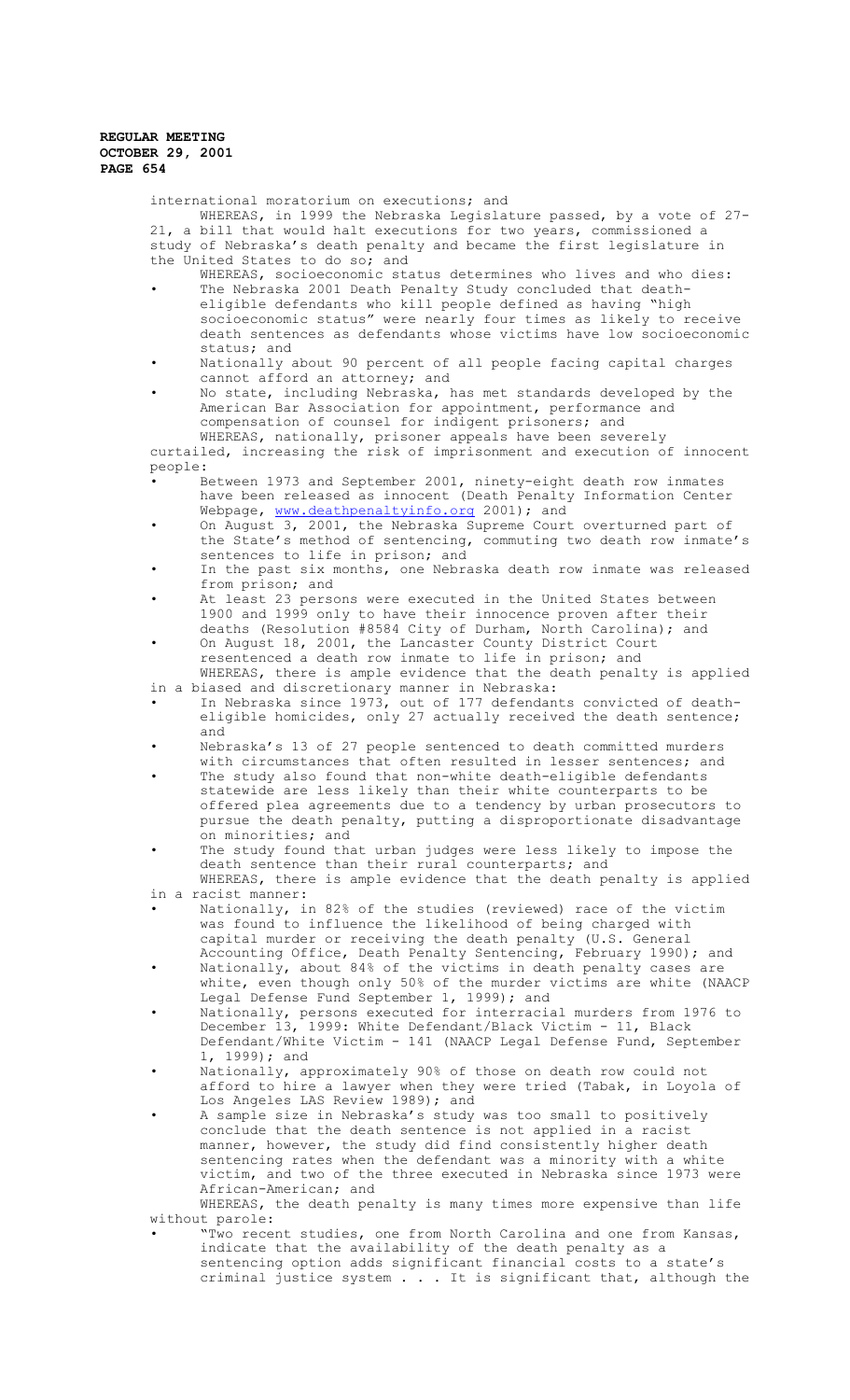international moratorium on executions; and

WHEREAS, in 1999 the Nebraska Legislature passed, by a vote of 27-21, a bill that would halt executions for two years, commissioned a study of Nebraska's death penalty and became the first legislature in the United States to do so; and

WHEREAS, socioeconomic status determines who lives and who dies:

- The Nebraska 2001 Death Penalty Study concluded that death-eligible defendants who kill people defined as having "high socioeconomic status" were nearly four times as likely to receive death sentences as defendants whose victims have low socioeconomic status; and
- Nationally about 90 percent of all people facing capital charges cannot afford an attorney; and
- No state, including Nebraska, has met standards developed by the American Bar Association for appointment, performance and compensation of counsel for indigent prisoners; and

WHEREAS, nationally, prisoner appeals have been severely curtailed, increasing the risk of imprisonment and execution of innocent people:

- Between 1973 and September 2001, ninety-eight death row inmates have been released as innocent (Death Penalty Information Center Webpage, www.deathpenaltyinfo.org 2001); and
- On August 3, 2001, the Nebraska Supreme Court overturned part of the State's method of sentencing, commuting two death row inmate's sentences to life in prison; and
- In the past six months, one Nebraska death row inmate was released from prison; and
- At least 23 persons were executed in the United States between 1900 and 1999 only to have their innocence proven after their deaths (Resolution #8584 City of Durham, North Carolina); and
- On August 18, 2001, the Lancaster County District Court resentenced a death row inmate to life in prison; and

WHEREAS, there is ample evidence that the death penalty is applied in a biased and discretionary manner in Nebraska:

- In Nebraska since 1973, out of 177 defendants convicted of death-eligible homicides, only 27 actually received the death sentence; and
- Nebraska's 13 of 27 people sentenced to death committed murders with circumstances that often resulted in lesser sentences; and
- The study also found that non-white death-eligible defendants statewide are less likely than their white counterparts to be offered plea agreements due to a tendency by urban prosecutors to pursue the death penalty, putting a disproportionate disadvantage on minorities; and
- The study found that urban judges were less likely to impose the death sentence than their rural counterparts; and

WHEREAS, there is ample evidence that the death penalty is applied in a racist manner:

- Nationally, in 82% of the studies (reviewed) race of the victim was found to influence the likelihood of being charged with capital murder or receiving the death penalty (U.S. General Accounting Office, Death Penalty Sentencing, February 1990); and
- Nationally, about 84% of the victims in death penalty cases are white, even though only 50% of the murder victims are white (NAACP Legal Defense Fund September 1, 1999); and
- Nationally, persons executed for interracial murders from 1976 to December 13, 1999: White Defendant/Black Victim - 11, Black Defendant/White Victim - 141 (NAACP Legal Defense Fund, September 1, 1999); and
- Nationally, approximately 90% of those on death row could not afford to hire a lawyer when they were tried (Tabak, in Loyola of Los Angeles LAS Review 1989); and
- A sample size in Nebraska's study was too small to positively conclude that the death sentence is not applied in a racist manner, however, the study did find consistently higher death sentencing rates when the defendant was a minority with a white victim, and two of the three executed in Nebraska since 1973 were African-American; and

WHEREAS, the death penalty is many times more expensive than life without parole:

- "Two recent studies, one from North Carolina and one from Kansas, indicate that the availability of the death penalty as a sentencing option adds significant financial costs to a state's criminal justice system . . . It is significant that, although the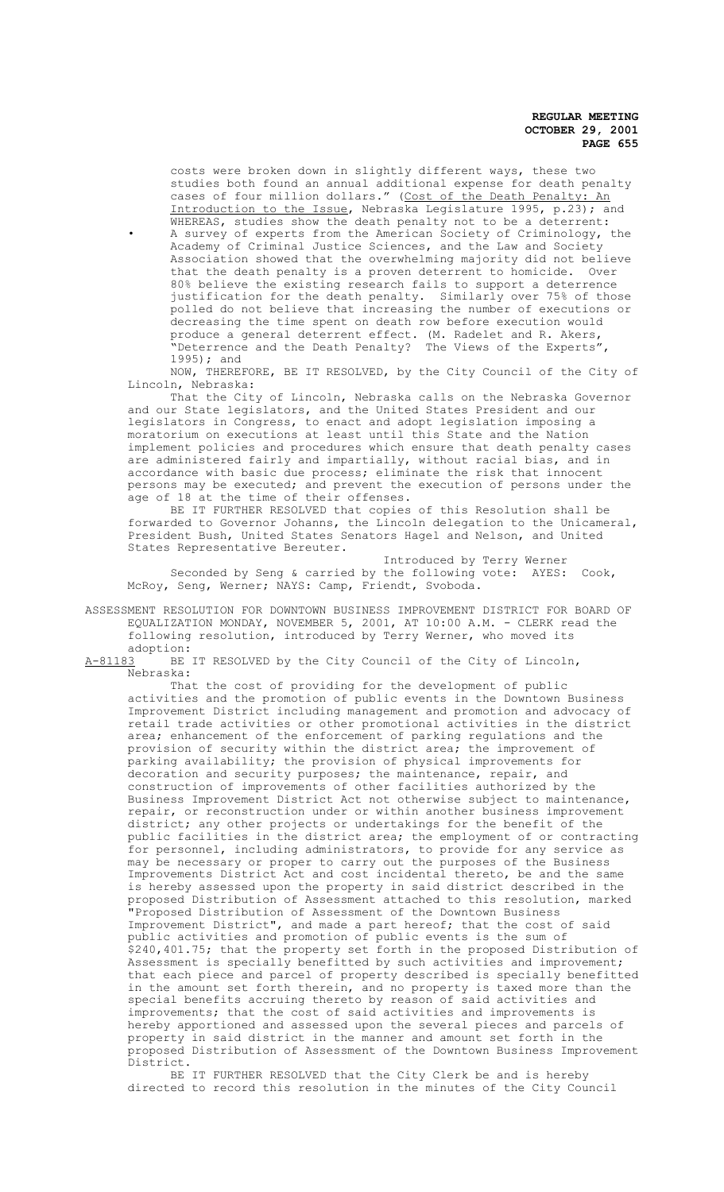costs were broken down in slightly different ways, these two studies both found an annual additional expense for death penalty cases of four million dollars." (Cost of the Death Penalty: An Introduction to the Issue, Nebraska Legislature 1995, p.23); and

WHEREAS, studies show the death penalty not to be a deterrent:

- A survey of experts from the American Society of Criminology, the Academy of Criminal Justice Sciences, and the Law and Society Association showed that the overwhelming majority did not believe that the death penalty is a proven deterrent to homicide. Over 80% believe the existing research fails to support a deterrence justification for the death penalty. Similarly over 75% of those polled do not believe that increasing the number of executions or decreasing the time spent on death row before execution would produce a general deterrent effect. (M. Radelet and R. Akers, "Deterrence and the Death Penalty? The Views of the Experts", 1995); and

NOW, THEREFORE, BE IT RESOLVED, by the City Council of the City of Lincoln, Nebraska:

That the City of Lincoln, Nebraska calls on the Nebraska Governor and our State legislators, and the United States President and our legislators in Congress, to enact and adopt legislation imposing a moratorium on executions at least until this State and the Nation implement policies and procedures which ensure that death penalty cases are administered fairly and impartially, without racial bias, and in accordance with basic due process; eliminate the risk that innocent persons may be executed; and prevent the execution of persons under the age of 18 at the time of their offenses.

BE IT FURTHER RESOLVED that copies of this Resolution shall be forwarded to Governor Johanns, the Lincoln delegation to the Unicameral, President Bush, United States Senators Hagel and Nelson, and United States Representative Bereuter.

Introduced by Terry Werner

Seconded by Seng & carried by the following vote: AYES: Cook, McRoy, Seng, Werner; NAYS: Camp, Friendt, Svoboda.

ASSESSMENT RESOLUTION FOR DOWNTOWN BUSINESS IMPROVEMENT DISTRICT FOR BOARD OF EQUALIZATION MONDAY, NOVEMBER 5, 2001, AT 10:00 A.M. - CLERK read the following resolution, introduced by Terry Werner, who moved its adoption:

A-81183 BE IT RESOLVED by the City Council of the City of Lincoln, Nebraska:

That the cost of providing for the development of public activities and the promotion of public events in the Downtown Business Improvement District including management and promotion and advocacy of retail trade activities or other promotional activities in the district area; enhancement of the enforcement of parking regulations and the provision of security within the district area; the improvement of parking availability; the provision of physical improvements for decoration and security purposes; the maintenance, repair, and construction of improvements of other facilities authorized by the Business Improvement District Act not otherwise subject to maintenance, repair, or reconstruction under or within another business improvement district; any other projects or undertakings for the benefit of the public facilities in the district area; the employment of or contracting for personnel, including administrators, to provide for any service as may be necessary or proper to carry out the purposes of the Business Improvements District Act and cost incidental thereto, be and the same is hereby assessed upon the property in said district described in the proposed Distribution of Assessment attached to this resolution, marked "Proposed Distribution of Assessment of the Downtown Business Improvement District", and made a part hereof; that the cost of said public activities and promotion of public events is the sum of $240,401.75; that the property set forth in the proposed Distribution of Assessment is specially benefitted by such activities and improvement; that each piece and parcel of property described is specially benefitted in the amount set forth therein, and no property is taxed more than the special benefits accruing thereto by reason of said activities and improvements; that the cost of said activities and improvements is hereby apportioned and assessed upon the several pieces and parcels of property in said district in the manner and amount set forth in the proposed Distribution of Assessment of the Downtown Business Improvement District.

BE IT FURTHER RESOLVED that the City Clerk be and is hereby directed to record this resolution in the minutes of the City Council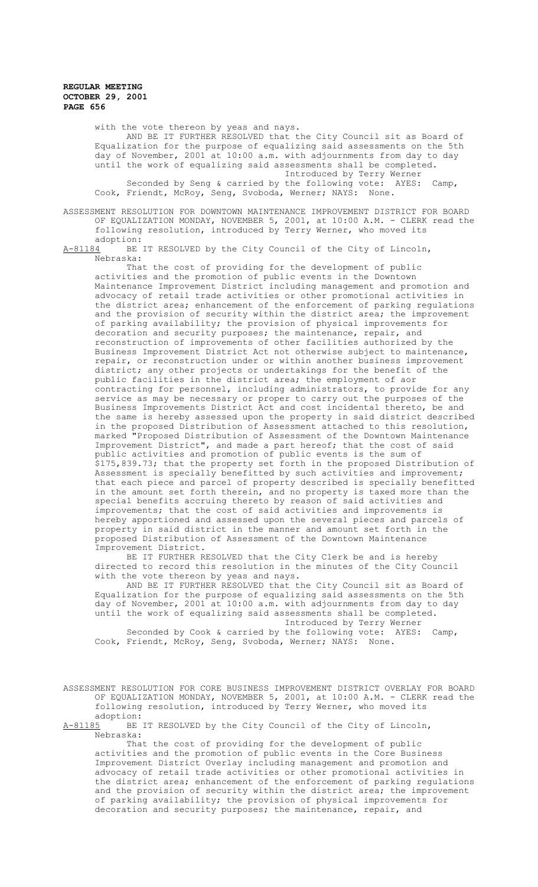with the vote thereon by yeas and nays.

AND BE IT FURTHER RESOLVED that the City Council sit as Board of Equalization for the purpose of equalizing said assessments on the 5th day of November, 2001 at 10:00 a.m. with adjournments from day to day until the work of equalizing said assessments shall be completed.

Introduced by Terry Werner

Seconded by Seng & carried by the following vote: AYES: Camp, Cook, Friendt, McRoy, Seng, Svoboda, Werner; NAYS: None.

ASSESSMENT RESOLUTION FOR DOWNTOWN MAINTENANCE IMPROVEMENT DISTRICT FOR BOARD OF EQUALIZATION MONDAY, NOVEMBER 5, 2001, at 10:00 A.M. - CLERK read the following resolution, introduced by Terry Werner, who moved its adoption:

A-81184 BE IT RESOLVED by the City Council of the City of Lincoln, Nebraska:

That the cost of providing for the development of public activities and the promotion of public events in the Downtown Maintenance Improvement District including management and promotion and advocacy of retail trade activities or other promotional activities in the district area; enhancement of the enforcement of parking regulations and the provision of security within the district area; the improvement of parking availability; the provision of physical improvements for decoration and security purposes; the maintenance, repair, and reconstruction of improvements of other facilities authorized by the Business Improvement District Act not otherwise subject to maintenance, repair, or reconstruction under or within another business improvement district; any other projects or undertakings for the benefit of the public facilities in the district area; the employment of aor contracting for personnel, including administrators, to provide for any service as may be necessary or proper to carry out the purposes of the Business Improvements District Act and cost incidental thereto, be and the same is hereby assessed upon the property in said district described in the proposed Distribution of Assessment attached to this resolution, marked "Proposed Distribution of Assessment of the Downtown Maintenance Improvement District", and made a part hereof; that the cost of said public activities and promotion of public events is the sum of $175,839.73; that the property set forth in the proposed Distribution of Assessment is specially benefitted by such activities and improvement; that each piece and parcel of property described is specially benefitted in the amount set forth therein, and no property is taxed more than the special benefits accruing thereto by reason of said activities and improvements; that the cost of said activities and improvements is hereby apportioned and assessed upon the several pieces and parcels of property in said district in the manner and amount set forth in the proposed Distribution of Assessment of the Downtown Maintenance Improvement District.

BE IT FURTHER RESOLVED that the City Clerk be and is hereby directed to record this resolution in the minutes of the City Council with the vote thereon by yeas and nays.

AND BE IT FURTHER RESOLVED that the City Council sit as Board of Equalization for the purpose of equalizing said assessments on the 5th day of November, 2001 at 10:00 a.m. with adjournments from day to day until the work of equalizing said assessments shall be completed.

Introduced by Terry Werner

Seconded by Cook & carried by the following vote: AYES: Camp, Cook, Friendt, McRoy, Seng, Svoboda, Werner; NAYS: None.

ASSESSMENT RESOLUTION FOR CORE BUSINESS IMPROVEMENT DISTRICT OVERLAY FOR BOARD OF EQUALIZATION MONDAY, NOVEMBER 5, 2001, at 10:00 A.M. - CLERK read the following resolution, introduced by Terry Werner, who moved its adoption:

A-81185 BE IT RESOLVED by the City Council of the City of Lincoln, Nebraska:

That the cost of providing for the development of public activities and the promotion of public events in the Core Business Improvement District Overlay including management and promotion and advocacy of retail trade activities or other promotional activities in the district area; enhancement of the enforcement of parking regulations and the provision of security within the district area; the improvement of parking availability; the provision of physical improvements for decoration and security purposes; the maintenance, repair, and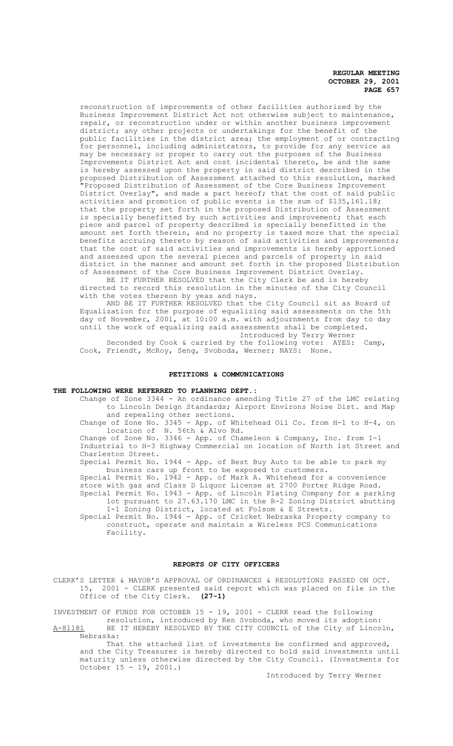reconstruction of improvements of other facilities authorized by the Business Improvement District Act not otherwise subject to maintenance, repair, or reconstruction under or within another business improvement district; any other projects or undertakings for the benefit of the public facilities in the district area; the employment of or contracting for personnel, including administrators, to provide for any service as may be necessary or proper to carry out the purposes of the Business Improvements District Act and cost incidental thereto, be and the same is hereby assessed upon the property in said district described in the proposed Distribution of Assessment attached to this resolution, marked "Proposed Distribution of Assessment of the Core Business Improvement District Overlay", and made a part hereof; that the cost of said public activities and promotion of public events is the sum of $135,161.18; that the property set forth in the proposed Distribution of Assessment is specially benefitted by such activities and improvement; that each piece and parcel of property described is specially benefitted in the amount set forth therein, and no property is taxed more that the special benefits accruing thereto by reason of said activities and improvements; that the cost of said activities and improvements is hereby apportioned and assessed upon the several pieces and parcels of property in said district in the manner and amount set forth in the proposed Distribution of Assessment of the Core Business Improvement District Overlay.

BE IT FURTHER RESOLVED that the City Clerk be and is hereby directed to record this resolution in the minutes of the City Council with the votes thereon by yeas and nays.

AND BE IT FURTHER RESOLVED that the City Council sit as Board of Equalization for the purpose of equalizing said assessments on the 5th day of November, 2001, at 10:00 a.m. with adjournments from day to day until the work of equalizing said assessments shall be completed.

Introduced by Terry Werner

Seconded by Cook & carried by the following vote: AYES: Camp, Cook, Friendt, McRoy, Seng, Svoboda, Werner; NAYS: None.

## PETITIONS & COMMUNICATIONS

**THE FOLLOWING WERE REFERRED TO PLANNING DEPT.:**

Change of Zone 3344 - An ordinance amending Title 27 of the LMC relating to Lincoln Design Standards; Airport Environs Noise Dist. and Map and repealing other sections.

Change of Zone No. 3345 - App. of Whitehead Oil Co. from H-1 to H-4, on location of N. 56th & Alvo Rd.

Change of Zone No. 3346 - App. of Chameleon & Company, Inc. from I-1 Industrial to H-3 Highway Commercial on location of North 1st Street and Charleston Street.

Special Permit No. 1944 - App. of Best Buy Auto to be able to park my business cars up front to be exposed to customers.

Special Permit No. 1942 - App. of Mark A. Whitehead for a convenience store with gas and Class D Liquor License at 2700 Porter Ridge Road.

Special Permit No. 1943 - App. of Lincoln Plating Company for a parking lot pursuant to 27.63.170 LMC in the R-2 Zoning District abutting I-1 Zoning District, located at Folsom & E Streets.

Special Permit No. 1944 - App. of Cricket Nebraska Property company to construct, operate and maintain a Wireless PCS Communications Facility.

## REPORTS OF CITY OFFICERS

CLERK'S LETTER & MAYOR'S APPROVAL OF ORDINANCES & RESOLUTIONS PASSED ON OCT. 15, 2001 - CLERK presented said report which was placed on file in the Office of the City Clerk. **(27-1)**

INVESTMENT OF FUNDS FOR OCTOBER 15 - 19, 2001 - CLERK read the following resolution, introduced by Ken Svoboda, who moved its adoption:

A-81181 BE IT HEREBY RESOLVED BY THE CITY COUNCIL of the City of Lincoln, Nebraska:

That the attached list of investments be confirmed and approved, and the City Treasurer is hereby directed to hold said investments until maturity unless otherwise directed by the City Council. (Investments for October 15 - 19, 2001.)

Introduced by Terry Werner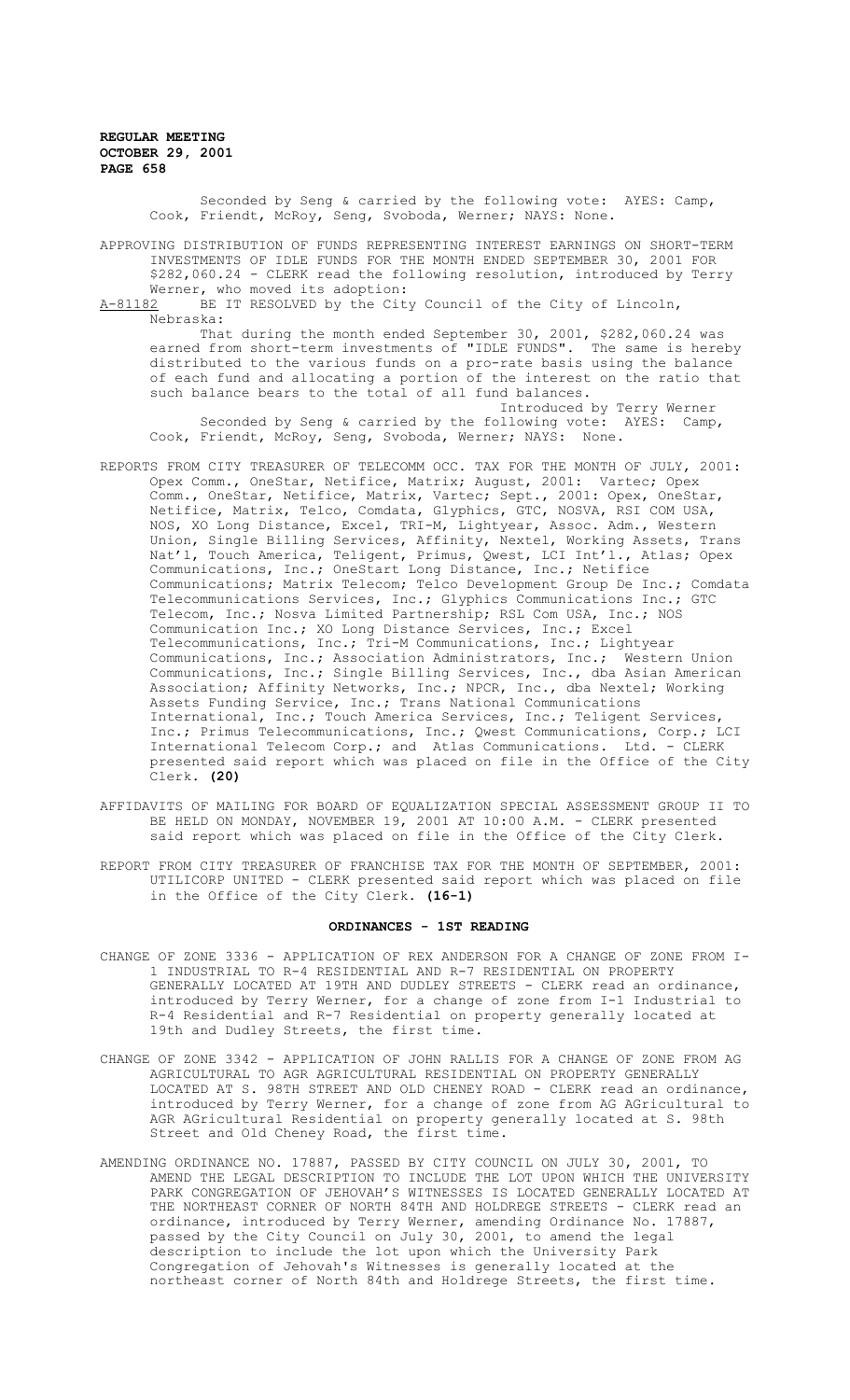Seconded by Seng & carried by the following vote: AYES: Camp, Cook, Friendt, McRoy, Seng, Svoboda, Werner; NAYS: None.

APPROVING DISTRIBUTION OF FUNDS REPRESENTING INTEREST EARNINGS ON SHORT-TERM INVESTMENTS OF IDLE FUNDS FOR THE MONTH ENDED SEPTEMBER 30, 2001 FOR $282,060.24 - CLERK read the following resolution, introduced by Terry Werner, who moved its adoption:

A-81182 BE IT RESOLVED by the City Council of the City of Lincoln, Nebraska:

That during the month ended September 30, 2001, $282,060.24 was earned from short-term investments of "IDLE FUNDS". The same is hereby distributed to the various funds on a pro-rate basis using the balance of each fund and allocating a portion of the interest on the ratio that such balance bears to the total of all fund balances.

Introduced by Terry Werner

Seconded by Seng & carried by the following vote: AYES: Camp, Cook, Friendt, McRoy, Seng, Svoboda, Werner; NAYS: None.

REPORTS FROM CITY TREASURER OF TELECOMM OCC. TAX FOR THE MONTH OF JULY, 2001: Opex Comm., OneStar, Netifice, Matrix; August, 2001: Vartec; Opex Comm., OneStar, Netifice, Matrix, Vartec; Sept., 2001: Opex, OneStar, Netifice, Matrix, Telco, Comdata, Glyphics, GTC, NOSVA, RSI COM USA, NOS, XO Long Distance, Excel, TRI-M, Lightyear, Assoc. Adm., Western Union, Single Billing Services, Affinity, Nextel, Working Assets, Trans Nat'l, Touch America, Teligent, Primus, Qwest, LCI Int'l., Atlas; Opex Communications, Inc.; OneStart Long Distance, Inc.; Netifice Communications; Matrix Telecom; Telco Development Group De Inc.; Comdata Telecommunications Services, Inc.; Glyphics Communications Inc.; GTC Telecom, Inc.; Nosva Limited Partnership; RSL Com USA, Inc.; NOS Communication Inc.; XO Long Distance Services, Inc.; Excel Telecommunications, Inc.; Tri-M Communications, Inc.; Lightyear Communications, Inc.; Association Administrators, Inc.; Western Union Communications, Inc.; Single Billing Services, Inc., dba Asian American Association; Affinity Networks, Inc.; NPCR, Inc., dba Nextel; Working Assets Funding Service, Inc.; Trans National Communications International, Inc.; Touch America Services, Inc.; Teligent Services, Inc.; Primus Telecommunications, Inc.; Qwest Communications, Corp.; LCI International Telecom Corp.; and Atlas Communications. Ltd. - CLERK presented said report which was placed on file in the Office of the City Clerk. **(20)**

AFFIDAVITS OF MAILING FOR BOARD OF EQUALIZATION SPECIAL ASSESSMENT GROUP II TO BE HELD ON MONDAY, NOVEMBER 19, 2001 AT 10:00 A.M. - CLERK presented said report which was placed on file in the Office of the City Clerk.

REPORT FROM CITY TREASURER OF FRANCHISE TAX FOR THE MONTH OF SEPTEMBER, 2001: UTILICORP UNITED - CLERK presented said report which was placed on file in the Office of the City Clerk. **(16-1)**

## ORDINANCES - 1ST READING

CHANGE OF ZONE 3336 - APPLICATION OF REX ANDERSON FOR A CHANGE OF ZONE FROM I-1 INDUSTRIAL TO R-4 RESIDENTIAL AND R-7 RESIDENTIAL ON PROPERTY GENERALLY LOCATED AT 19TH AND DUDLEY STREETS - CLERK read an ordinance, introduced by Terry Werner, for a change of zone from I-1 Industrial to R-4 Residential and R-7 Residential on property generally located at 19th and Dudley Streets, the first time.

CHANGE OF ZONE 3342 - APPLICATION OF JOHN RALLIS FOR A CHANGE OF ZONE FROM AG AGRICULTURAL TO AGR AGRICULTURAL RESIDENTIAL ON PROPERTY GENERALLY LOCATED AT S. 98TH STREET AND OLD CHENEY ROAD - CLERK read an ordinance, introduced by Terry Werner, for a change of zone from AG AGricultural to AGR AGricultural Residential on property generally located at S. 98th Street and Old Cheney Road, the first time.

AMENDING ORDINANCE NO. 17887, PASSED BY CITY COUNCIL ON JULY 30, 2001, TO AMEND THE LEGAL DESCRIPTION TO INCLUDE THE LOT UPON WHICH THE UNIVERSITY PARK CONGREGATION OF JEHOVAH'S WITNESSES IS LOCATED GENERALLY LOCATED AT THE NORTHEAST CORNER OF NORTH 84TH AND HOLDREGE STREETS - CLERK read an ordinance, introduced by Terry Werner, amending Ordinance No. 17887, passed by the City Council on July 30, 2001, to amend the legal description to include the lot upon which the University Park Congregation of Jehovah's Witnesses is generally located at the northeast corner of North 84th and Holdrege Streets, the first time.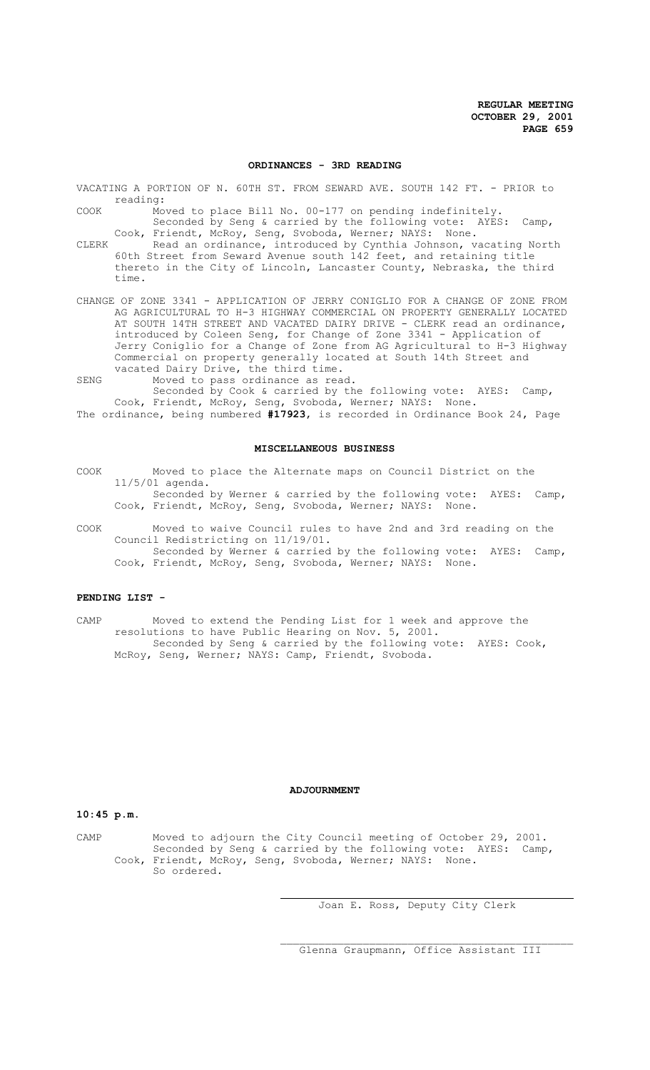## ORDINANCES - 3RD READING

VACATING A PORTION OF N. 60TH ST. FROM SEWARD AVE. SOUTH 142 FT. - PRIOR to reading:

COOK Moved to place Bill No. 00-177 on pending indefinitely.
Seconded by Seng & carried by the following vote: AYES: Camp, Cook, Friendt, McRoy, Seng, Svoboda, Werner; NAYS: None.

CLERK Read an ordinance, introduced by Cynthia Johnson, vacating North 60th Street from Seward Avenue south 142 feet, and retaining title thereto in the City of Lincoln, Lancaster County, Nebraska, the third time.

CHANGE OF ZONE 3341 - APPLICATION OF JERRY CONIGLIO FOR A CHANGE OF ZONE FROM AG AGRICULTURAL TO H-3 HIGHWAY COMMERCIAL ON PROPERTY GENERALLY LOCATED AT SOUTH 14TH STREET AND VACATED DAIRY DRIVE - CLERK read an ordinance, introduced by Coleen Seng, for Change of Zone 3341 - Application of Jerry Coniglio for a Change of Zone from AG Agricultural to H-3 Highway Commercial on property generally located at South 14th Street and vacated Dairy Drive, the third time.

SENG Moved to pass ordinance as read.
Seconded by Cook & carried by the following vote: AYES: Camp, Cook, Friendt, McRoy, Seng, Svoboda, Werner; NAYS: None.

The ordinance, being numbered **#17923**, is recorded in Ordinance Book 24, Page

## MISCELLANEOUS BUSINESS

COOK Moved to place the Alternate maps on Council District on the 11/5/01 agenda.
Seconded by Werner & carried by the following vote: AYES: Camp, Cook, Friendt, McRoy, Seng, Svoboda, Werner; NAYS: None.

COOK Moved to waive Council rules to have 2nd and 3rd reading on the Council Redistricting on 11/19/01.
Seconded by Werner & carried by the following vote: AYES: Camp, Cook, Friendt, McRoy, Seng, Svoboda, Werner; NAYS: None.

## PENDING LIST -

CAMP Moved to extend the Pending List for 1 week and approve the resolutions to have Public Hearing on Nov. 5, 2001.
Seconded by Seng & carried by the following vote: AYES: Cook, McRoy, Seng, Werner; NAYS: Camp, Friendt, Svoboda.

## ADJOURNMENT

**10:45 p.m.**

CAMP Moved to adjourn the City Council meeting of October 29, 2001.
Seconded by Seng & carried by the following vote: AYES: Camp, Cook, Friendt, McRoy, Seng, Svoboda, Werner; NAYS: None.
So ordered.

Joan E. Ross, Deputy City Clerk

Glenna Graupmann, Office Assistant III